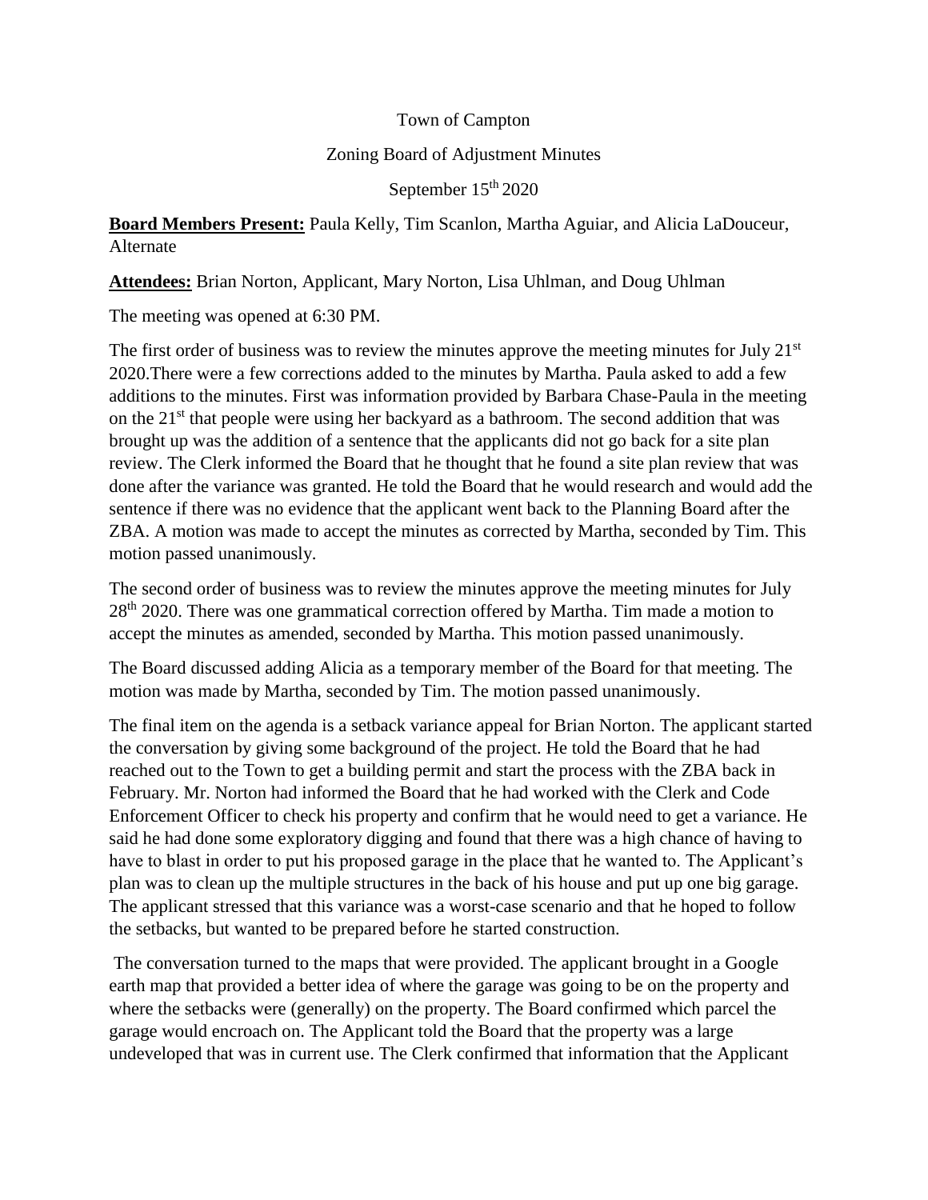Town of Campton

Zoning Board of Adjustment Minutes

September 15th 2020

**Board Members Present:** Paula Kelly, Tim Scanlon, Martha Aguiar, and Alicia LaDouceur, Alternate

**Attendees:** Brian Norton, Applicant, Mary Norton, Lisa Uhlman, and Doug Uhlman

The meeting was opened at 6:30 PM.

The first order of business was to review the minutes approve the meeting minutes for July 21st 2020.There were a few corrections added to the minutes by Martha. Paula asked to add a few additions to the minutes. First was information provided by Barbara Chase-Paula in the meeting on the 21st that people were using her backyard as a bathroom. The second addition that was brought up was the addition of a sentence that the applicants did not go back for a site plan review. The Clerk informed the Board that he thought that he found a site plan review that was done after the variance was granted. He told the Board that he would research and would add the sentence if there was no evidence that the applicant went back to the Planning Board after the ZBA. A motion was made to accept the minutes as corrected by Martha, seconded by Tim. This motion passed unanimously.

The second order of business was to review the minutes approve the meeting minutes for July 28th 2020. There was one grammatical correction offered by Martha. Tim made a motion to accept the minutes as amended, seconded by Martha. This motion passed unanimously.

The Board discussed adding Alicia as a temporary member of the Board for that meeting. The motion was made by Martha, seconded by Tim. The motion passed unanimously.

The final item on the agenda is a setback variance appeal for Brian Norton. The applicant started the conversation by giving some background of the project. He told the Board that he had reached out to the Town to get a building permit and start the process with the ZBA back in February. Mr. Norton had informed the Board that he had worked with the Clerk and Code Enforcement Officer to check his property and confirm that he would need to get a variance. He said he had done some exploratory digging and found that there was a high chance of having to have to blast in order to put his proposed garage in the place that he wanted to. The Applicant's plan was to clean up the multiple structures in the back of his house and put up one big garage. The applicant stressed that this variance was a worst-case scenario and that he hoped to follow the setbacks, but wanted to be prepared before he started construction.

The conversation turned to the maps that were provided. The applicant brought in a Google earth map that provided a better idea of where the garage was going to be on the property and where the setbacks were (generally) on the property. The Board confirmed which parcel the garage would encroach on. The Applicant told the Board that the property was a large undeveloped that was in current use. The Clerk confirmed that information that the Applicant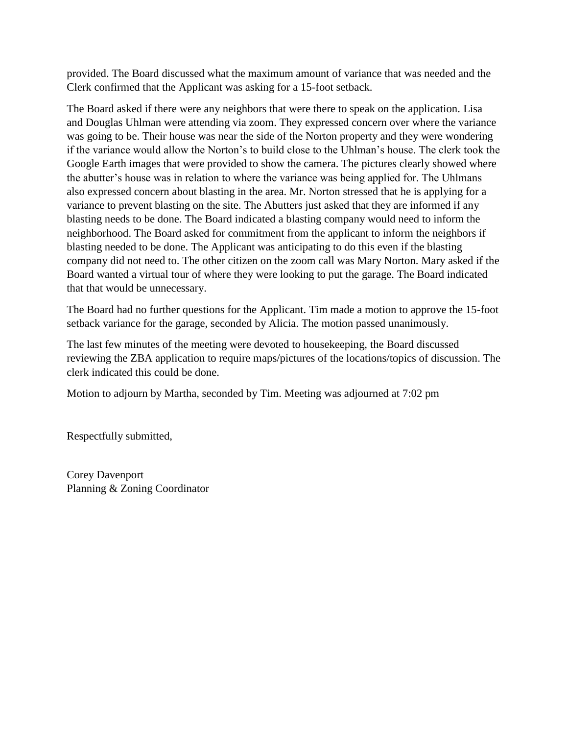provided. The Board discussed what the maximum amount of variance that was needed and the Clerk confirmed that the Applicant was asking for a 15-foot setback.

The Board asked if there were any neighbors that were there to speak on the application. Lisa and Douglas Uhlman were attending via zoom. They expressed concern over where the variance was going to be. Their house was near the side of the Norton property and they were wondering if the variance would allow the Norton's to build close to the Uhlman's house. The clerk took the Google Earth images that were provided to show the camera. The pictures clearly showed where the abutter's house was in relation to where the variance was being applied for. The Uhlmans also expressed concern about blasting in the area. Mr. Norton stressed that he is applying for a variance to prevent blasting on the site. The Abutters just asked that they are informed if any blasting needs to be done. The Board indicated a blasting company would need to inform the neighborhood. The Board asked for commitment from the applicant to inform the neighbors if blasting needed to be done. The Applicant was anticipating to do this even if the blasting company did not need to. The other citizen on the zoom call was Mary Norton. Mary asked if the Board wanted a virtual tour of where they were looking to put the garage. The Board indicated that that would be unnecessary.

The Board had no further questions for the Applicant. Tim made a motion to approve the 15-foot setback variance for the garage, seconded by Alicia. The motion passed unanimously.

The last few minutes of the meeting were devoted to housekeeping, the Board discussed reviewing the ZBA application to require maps/pictures of the locations/topics of discussion. The clerk indicated this could be done.

Motion to adjourn by Martha, seconded by Tim. Meeting was adjourned at 7:02 pm

Respectfully submitted,

Corey Davenport
Planning & Zoning Coordinator